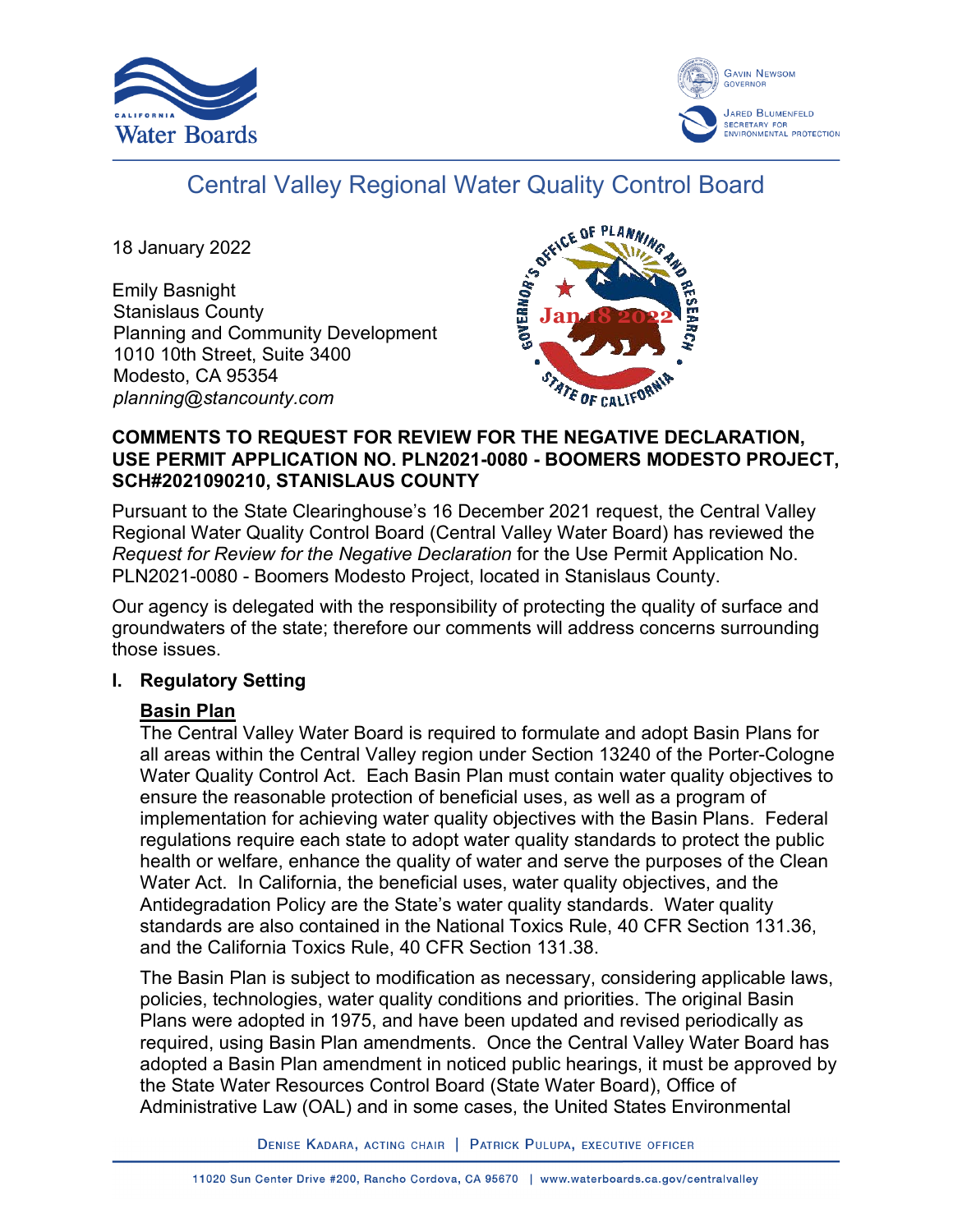# Central Valley Regional Water Quality Control Board

18 January 2022

Emily Basnight
Stanislaus County
Planning and Community Development
1010 10th Street, Suite 3400
Modesto, CA 95354
*planning@stancounty.com*

**COMMENTS TO REQUEST FOR REVIEW FOR THE NEGATIVE DECLARATION, USE PERMIT APPLICATION NO. PLN2021-0080 - BOOMERS MODESTO PROJECT, SCH#2021090210, STANISLAUS COUNTY**

Pursuant to the State Clearinghouse's 16 December 2021 request, the Central Valley Regional Water Quality Control Board (Central Valley Water Board) has reviewed the *Request for Review for the Negative Declaration* for the Use Permit Application No. PLN2021-0080 - Boomers Modesto Project, located in Stanislaus County.

Our agency is delegated with the responsibility of protecting the quality of surface and groundwaters of the state; therefore our comments will address concerns surrounding those issues.

## I. Regulatory Setting

### Basin Plan

The Central Valley Water Board is required to formulate and adopt Basin Plans for all areas within the Central Valley region under Section 13240 of the Porter-Cologne Water Quality Control Act. Each Basin Plan must contain water quality objectives to ensure the reasonable protection of beneficial uses, as well as a program of implementation for achieving water quality objectives with the Basin Plans. Federal regulations require each state to adopt water quality standards to protect the public health or welfare, enhance the quality of water and serve the purposes of the Clean Water Act. In California, the beneficial uses, water quality objectives, and the Antidegradation Policy are the State's water quality standards. Water quality standards are also contained in the National Toxics Rule, 40 CFR Section 131.36, and the California Toxics Rule, 40 CFR Section 131.38.

The Basin Plan is subject to modification as necessary, considering applicable laws, policies, technologies, water quality conditions and priorities. The original Basin Plans were adopted in 1975, and have been updated and revised periodically as required, using Basin Plan amendments. Once the Central Valley Water Board has adopted a Basin Plan amendment in noticed public hearings, it must be approved by the State Water Resources Control Board (State Water Board), Office of Administrative Law (OAL) and in some cases, the United States Environmental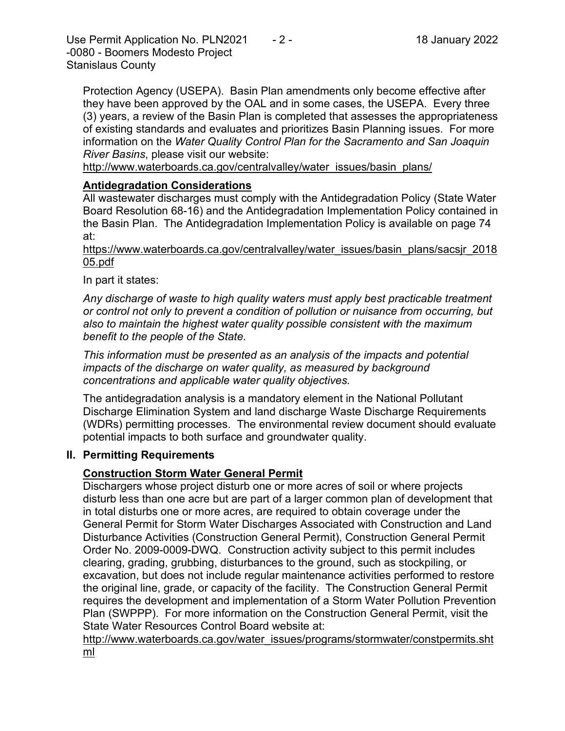Protection Agency (USEPA). Basin Plan amendments only become effective after they have been approved by the OAL and in some cases, the USEPA. Every three (3) years, a review of the Basin Plan is completed that assesses the appropriateness of existing standards and evaluates and prioritizes Basin Planning issues. For more information on the *Water Quality Control Plan for the Sacramento and San Joaquin River Basins*, please visit our website:
http://www.waterboards.ca.gov/centralvalley/water_issues/basin_plans/

**Antidegradation Considerations**

All wastewater discharges must comply with the Antidegradation Policy (State Water Board Resolution 68-16) and the Antidegradation Implementation Policy contained in the Basin Plan. The Antidegradation Implementation Policy is available on page 74 at:
https://www.waterboards.ca.gov/centralvalley/water_issues/basin_plans/sacsjr_201805.pdf

In part it states:

*Any discharge of waste to high quality waters must apply best practicable treatment or control not only to prevent a condition of pollution or nuisance from occurring, but also to maintain the highest water quality possible consistent with the maximum benefit to the people of the State.*

*This information must be presented as an analysis of the impacts and potential impacts of the discharge on water quality, as measured by background concentrations and applicable water quality objectives.*

The antidegradation analysis is a mandatory element in the National Pollutant Discharge Elimination System and land discharge Waste Discharge Requirements (WDRs) permitting processes. The environmental review document should evaluate potential impacts to both surface and groundwater quality.

## II. Permitting Requirements

**Construction Storm Water General Permit**

Dischargers whose project disturb one or more acres of soil or where projects disturb less than one acre but are part of a larger common plan of development that in total disturbs one or more acres, are required to obtain coverage under the General Permit for Storm Water Discharges Associated with Construction and Land Disturbance Activities (Construction General Permit), Construction General Permit Order No. 2009-0009-DWQ. Construction activity subject to this permit includes clearing, grading, grubbing, disturbances to the ground, such as stockpiling, or excavation, but does not include regular maintenance activities performed to restore the original line, grade, or capacity of the facility. The Construction General Permit requires the development and implementation of a Storm Water Pollution Prevention Plan (SWPPP). For more information on the Construction General Permit, visit the State Water Resources Control Board website at:
http://www.waterboards.ca.gov/water_issues/programs/stormwater/constpermits.shtml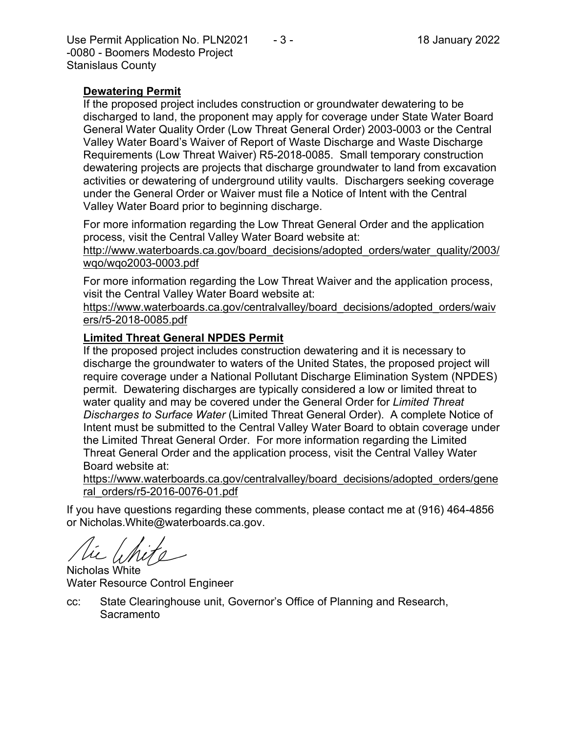**Dewatering Permit**

If the proposed project includes construction or groundwater dewatering to be discharged to land, the proponent may apply for coverage under State Water Board General Water Quality Order (Low Threat General Order) 2003-0003 or the Central Valley Water Board's Waiver of Report of Waste Discharge and Waste Discharge Requirements (Low Threat Waiver) R5-2018-0085. Small temporary construction dewatering projects are projects that discharge groundwater to land from excavation activities or dewatering of underground utility vaults. Dischargers seeking coverage under the General Order or Waiver must file a Notice of Intent with the Central Valley Water Board prior to beginning discharge.

For more information regarding the Low Threat General Order and the application process, visit the Central Valley Water Board website at:
http://www.waterboards.ca.gov/board_decisions/adopted_orders/water_quality/2003/wqo/wqo2003-0003.pdf

For more information regarding the Low Threat Waiver and the application process, visit the Central Valley Water Board website at:
https://www.waterboards.ca.gov/centralvalley/board_decisions/adopted_orders/waivers/r5-2018-0085.pdf

**Limited Threat General NPDES Permit**

If the proposed project includes construction dewatering and it is necessary to discharge the groundwater to waters of the United States, the proposed project will require coverage under a National Pollutant Discharge Elimination System (NPDES) permit. Dewatering discharges are typically considered a low or limited threat to water quality and may be covered under the General Order for *Limited Threat Discharges to Surface Water* (Limited Threat General Order). A complete Notice of Intent must be submitted to the Central Valley Water Board to obtain coverage under the Limited Threat General Order. For more information regarding the Limited Threat General Order and the application process, visit the Central Valley Water Board website at:
https://www.waterboards.ca.gov/centralvalley/board_decisions/adopted_orders/general_orders/r5-2016-0076-01.pdf

If you have questions regarding these comments, please contact me at (916) 464-4856 or Nicholas.White@waterboards.ca.gov.

Nicholas White
Water Resource Control Engineer

cc: State Clearinghouse unit, Governor's Office of Planning and Research, Sacramento